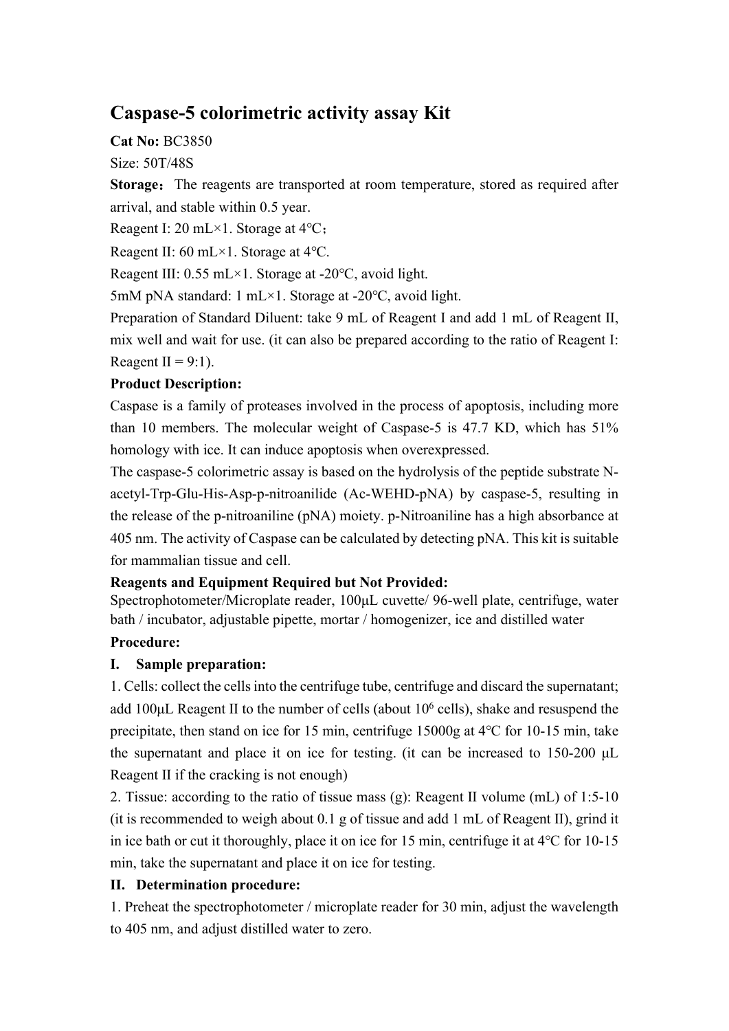# Caspase-5 colorimetric activity assay Kit

**Cat No:** BC3850

Size: 50T/48S

**Storage：** The reagents are transported at room temperature, stored as required after arrival, and stable within 0.5 year.

Reagent I: 20 mL×1. Storage at 4℃；

Reagent II: 60 mL×1. Storage at 4℃.

Reagent III: 0.55 mL×1. Storage at -20℃, avoid light.

5mM pNA standard: 1 mL×1. Storage at -20℃, avoid light.

Preparation of Standard Diluent: take 9 mL of Reagent I and add 1 mL of Reagent II, mix well and wait for use. (it can also be prepared according to the ratio of Reagent I: Reagent II = 9:1).

**Product Description:**

Caspase is a family of proteases involved in the process of apoptosis, including more than 10 members. The molecular weight of Caspase-5 is 47.7 KD, which has 51% homology with ice. It can induce apoptosis when overexpressed.

The caspase-5 colorimetric assay is based on the hydrolysis of the peptide substrate N-acetyl-Trp-Glu-His-Asp-p-nitroanilide (Ac-WEHD-pNA) by caspase-5, resulting in the release of the p-nitroaniline (pNA) moiety. p-Nitroaniline has a high absorbance at 405 nm. The activity of Caspase can be calculated by detecting pNA. This kit is suitable for mammalian tissue and cell.

**Reagents and Equipment Required but Not Provided:**

Spectrophotometer/Microplate reader, 100μL cuvette/ 96-well plate, centrifuge, water bath / incubator, adjustable pipette, mortar / homogenizer, ice and distilled water

**Procedure:**

**I. Sample preparation:**

1. Cells: collect the cells into the centrifuge tube, centrifuge and discard the supernatant; add 100μL Reagent II to the number of cells (about $10^6$ cells), shake and resuspend the precipitate, then stand on ice for 15 min, centrifuge 15000g at 4℃ for 10-15 min, take the supernatant and place it on ice for testing. (it can be increased to 150-200 μL Reagent II if the cracking is not enough)

2. Tissue: according to the ratio of tissue mass (g): Reagent II volume (mL) of 1:5-10 (it is recommended to weigh about 0.1 g of tissue and add 1 mL of Reagent II), grind it in ice bath or cut it thoroughly, place it on ice for 15 min, centrifuge it at 4℃ for 10-15 min, take the supernatant and place it on ice for testing.

**II. Determination procedure:**

1. Preheat the spectrophotometer / microplate reader for 30 min, adjust the wavelength to 405 nm, and adjust distilled water to zero.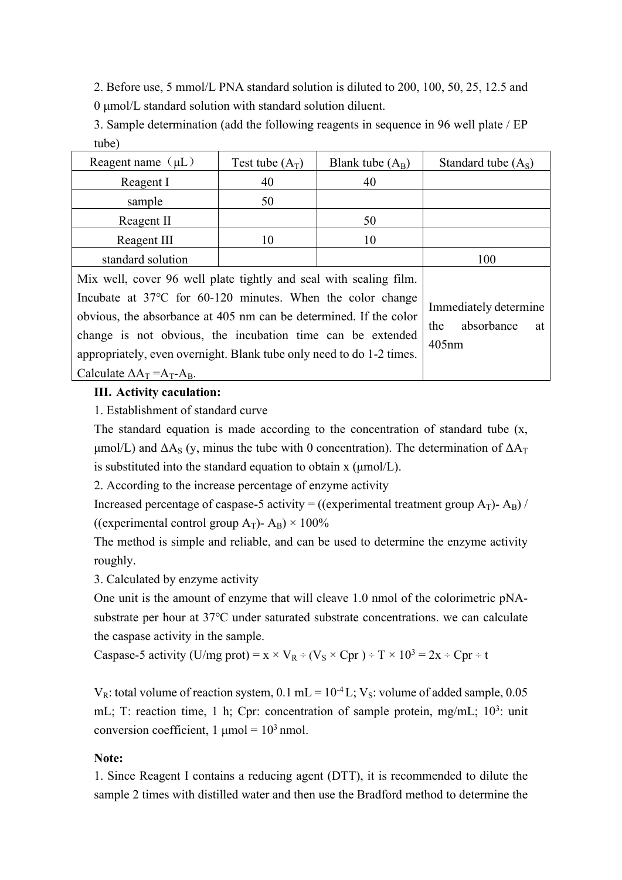2. Before use, 5 mmol/L PNA standard solution is diluted to 200, 100, 50, 25, 12.5 and 0 μmol/L standard solution with standard solution diluent.

3. Sample determination (add the following reagents in sequence in 96 well plate / EP tube)

| Reagent name（μL） | Test tube ($A_T$) | Blank tube ($A_B$) | Standard tube ($A_S$) |
|---|---|---|---|
| Reagent I | 40 | 40 | |
| sample | 50 | | |
| Reagent II | | 50 | |
| Reagent III | 10 | 10 | |
| standard solution | | | 100 |
| Mix well, cover 96 well plate tightly and seal with sealing film. Incubate at 37°C for 60-120 minutes. When the color change obvious, the absorbance at 405 nm can be determined. If the color change is not obvious, the incubation time can be extended appropriately, even overnight. Blank tube only need to do 1-2 times. Calculate $\Delta A_T = A_T - A_B$. | | | Immediately determine the absorbance at 405nm |

**III. Activity caculation:**

1. Establishment of standard curve

The standard equation is made according to the concentration of standard tube (x, μmol/L) and $\Delta A_S$ (y, minus the tube with 0 concentration). The determination of $\Delta A_T$ is substituted into the standard equation to obtain x (μmol/L).

2. According to the increase percentage of enzyme activity

Increased percentage of caspase-5 activity = ((experimental treatment group $A_T$)- $A_B$) / ((experimental control group $A_T$)- $A_B$) × 100%

The method is simple and reliable, and can be used to determine the enzyme activity roughly.

3. Calculated by enzyme activity

One unit is the amount of enzyme that will cleave 1.0 nmol of the colorimetric pNA-substrate per hour at 37°C under saturated substrate concentrations. we can calculate the caspase activity in the sample.

Caspase-5 activity (U/mg prot) = $x \times V_R \div (V_S \times Cpr) \div T \times 10^3 = 2x \div Cpr \div t$

$V_R$: total volume of reaction system, 0.1 mL = $10^{-4}$ L; $V_S$: volume of added sample, 0.05 mL; T: reaction time, 1 h; Cpr: concentration of sample protein, mg/mL; $10^3$: unit conversion coefficient, 1 μmol = $10^3$ nmol.

**Note:**

1. Since Reagent I contains a reducing agent (DTT), it is recommended to dilute the sample 2 times with distilled water and then use the Bradford method to determine the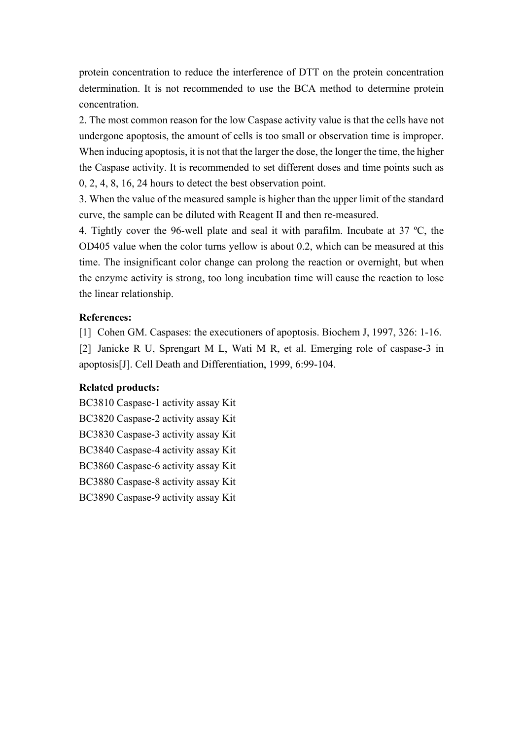protein concentration to reduce the interference of DTT on the protein concentration determination. It is not recommended to use the BCA method to determine protein concentration.

2. The most common reason for the low Caspase activity value is that the cells have not undergone apoptosis, the amount of cells is too small or observation time is improper. When inducing apoptosis, it is not that the larger the dose, the longer the time, the higher the Caspase activity. It is recommended to set different doses and time points such as 0, 2, 4, 8, 16, 24 hours to detect the best observation point.

3. When the value of the measured sample is higher than the upper limit of the standard curve, the sample can be diluted with Reagent II and then re-measured.

4. Tightly cover the 96-well plate and seal it with parafilm. Incubate at 37 ºC, the OD405 value when the color turns yellow is about 0.2, which can be measured at this time. The insignificant color change can prolong the reaction or overnight, but when the enzyme activity is strong, too long incubation time will cause the reaction to lose the linear relationship.

**References:**

[1] Cohen GM. Caspases: the executioners of apoptosis. Biochem J, 1997, 326: 1-16.

[2] Janicke R U, Sprengart M L, Wati M R, et al. Emerging role of caspase-3 in apoptosis[J]. Cell Death and Differentiation, 1999, 6:99-104.

**Related products:**

BC3810 Caspase-1 activity assay Kit
BC3820 Caspase-2 activity assay Kit
BC3830 Caspase-3 activity assay Kit
BC3840 Caspase-4 activity assay Kit
BC3860 Caspase-6 activity assay Kit
BC3880 Caspase-8 activity assay Kit
BC3890 Caspase-9 activity assay Kit